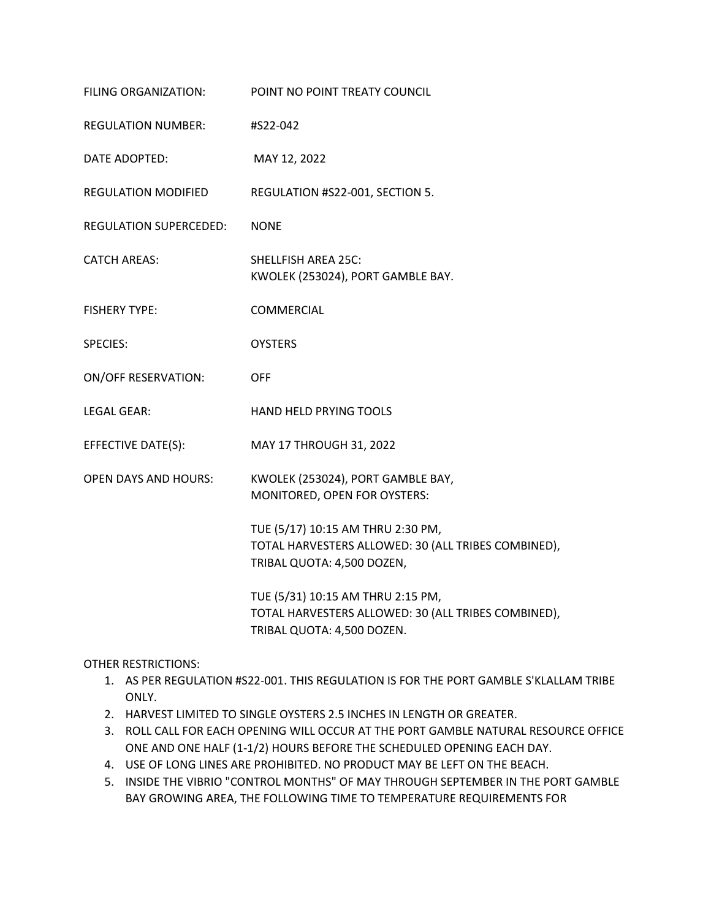FILING ORGANIZATION: POINT NO POINT TREATY COUNCIL

REGULATION NUMBER: #S22-042

DATE ADOPTED: MAY 12, 2022

REGULATION MODIFIED REGULATION #S22-001, SECTION 5.

REGULATION SUPERCEDED: NONE

CATCH AREAS: SHELLFISH AREA 25C:
KWOLEK (253024), PORT GAMBLE BAY.

FISHERY TYPE: COMMERCIAL

SPECIES: OYSTERS

ON/OFF RESERVATION: OFF

LEGAL GEAR: HAND HELD PRYING TOOLS

EFFECTIVE DATE(S): MAY 17 THROUGH 31, 2022

OPEN DAYS AND HOURS: KWOLEK (253024), PORT GAMBLE BAY,
MONITORED, OPEN FOR OYSTERS:

TUE (5/17) 10:15 AM THRU 2:30 PM,
TOTAL HARVESTERS ALLOWED: 30 (ALL TRIBES COMBINED),
TRIBAL QUOTA: 4,500 DOZEN,

TUE (5/31) 10:15 AM THRU 2:15 PM,
TOTAL HARVESTERS ALLOWED: 30 (ALL TRIBES COMBINED),
TRIBAL QUOTA: 4,500 DOZEN.

OTHER RESTRICTIONS:

1. AS PER REGULATION #S22-001. THIS REGULATION IS FOR THE PORT GAMBLE S'KLALLAM TRIBE ONLY.
2. HARVEST LIMITED TO SINGLE OYSTERS 2.5 INCHES IN LENGTH OR GREATER.
3. ROLL CALL FOR EACH OPENING WILL OCCUR AT THE PORT GAMBLE NATURAL RESOURCE OFFICE ONE AND ONE HALF (1-1/2) HOURS BEFORE THE SCHEDULED OPENING EACH DAY.
4. USE OF LONG LINES ARE PROHIBITED. NO PRODUCT MAY BE LEFT ON THE BEACH.
5. INSIDE THE VIBRIO "CONTROL MONTHS" OF MAY THROUGH SEPTEMBER IN THE PORT GAMBLE BAY GROWING AREA, THE FOLLOWING TIME TO TEMPERATURE REQUIREMENTS FOR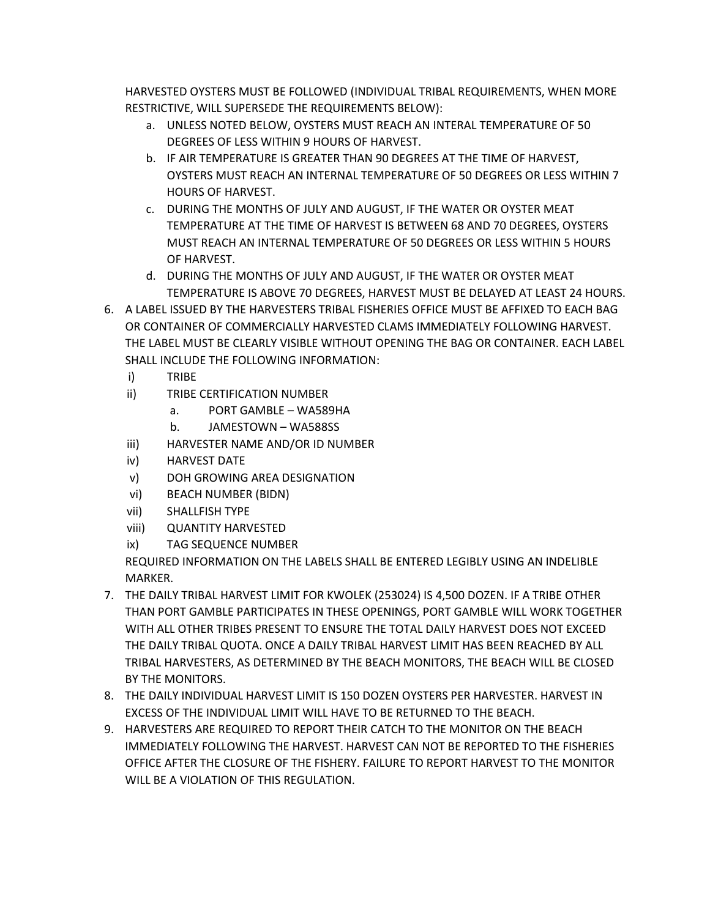HARVESTED OYSTERS MUST BE FOLLOWED (INDIVIDUAL TRIBAL REQUIREMENTS, WHEN MORE RESTRICTIVE, WILL SUPERSEDE THE REQUIREMENTS BELOW):

   a. UNLESS NOTED BELOW, OYSTERS MUST REACH AN INTERAL TEMPERATURE OF 50 DEGREES OF LESS WITHIN 9 HOURS OF HARVEST.
   b. IF AIR TEMPERATURE IS GREATER THAN 90 DEGREES AT THE TIME OF HARVEST, OYSTERS MUST REACH AN INTERNAL TEMPERATURE OF 50 DEGREES OR LESS WITHIN 7 HOURS OF HARVEST.
   c. DURING THE MONTHS OF JULY AND AUGUST, IF THE WATER OR OYSTER MEAT TEMPERATURE AT THE TIME OF HARVEST IS BETWEEN 68 AND 70 DEGREES, OYSTERS MUST REACH AN INTERNAL TEMPERATURE OF 50 DEGREES OR LESS WITHIN 5 HOURS OF HARVEST.
   d. DURING THE MONTHS OF JULY AND AUGUST, IF THE WATER OR OYSTER MEAT TEMPERATURE IS ABOVE 70 DEGREES, HARVEST MUST BE DELAYED AT LEAST 24 HOURS.

6. A LABEL ISSUED BY THE HARVESTERS TRIBAL FISHERIES OFFICE MUST BE AFFIXED TO EACH BAG OR CONTAINER OF COMMERCIALLY HARVESTED CLAMS IMMEDIATELY FOLLOWING HARVEST. THE LABEL MUST BE CLEARLY VISIBLE WITHOUT OPENING THE BAG OR CONTAINER. EACH LABEL SHALL INCLUDE THE FOLLOWING INFORMATION:
   i) TRIBE
   ii) TRIBE CERTIFICATION NUMBER
      a. PORT GAMBLE – WA589HA
      b. JAMESTOWN – WA588SS
   iii) HARVESTER NAME AND/OR ID NUMBER
   iv) HARVEST DATE
   v) DOH GROWING AREA DESIGNATION
   vi) BEACH NUMBER (BIDN)
   vii) SHALLFISH TYPE
   viii) QUANTITY HARVESTED
   ix) TAG SEQUENCE NUMBER

   REQUIRED INFORMATION ON THE LABELS SHALL BE ENTERED LEGIBLY USING AN INDELIBLE MARKER.

7. THE DAILY TRIBAL HARVEST LIMIT FOR KWOLEK (253024) IS 4,500 DOZEN. IF A TRIBE OTHER THAN PORT GAMBLE PARTICIPATES IN THESE OPENINGS, PORT GAMBLE WILL WORK TOGETHER WITH ALL OTHER TRIBES PRESENT TO ENSURE THE TOTAL DAILY HARVEST DOES NOT EXCEED THE DAILY TRIBAL QUOTA. ONCE A DAILY TRIBAL HARVEST LIMIT HAS BEEN REACHED BY ALL TRIBAL HARVESTERS, AS DETERMINED BY THE BEACH MONITORS, THE BEACH WILL BE CLOSED BY THE MONITORS.
8. THE DAILY INDIVIDUAL HARVEST LIMIT IS 150 DOZEN OYSTERS PER HARVESTER. HARVEST IN EXCESS OF THE INDIVIDUAL LIMIT WILL HAVE TO BE RETURNED TO THE BEACH.
9. HARVESTERS ARE REQUIRED TO REPORT THEIR CATCH TO THE MONITOR ON THE BEACH IMMEDIATELY FOLLOWING THE HARVEST. HARVEST CAN NOT BE REPORTED TO THE FISHERIES OFFICE AFTER THE CLOSURE OF THE FISHERY. FAILURE TO REPORT HARVEST TO THE MONITOR WILL BE A VIOLATION OF THIS REGULATION.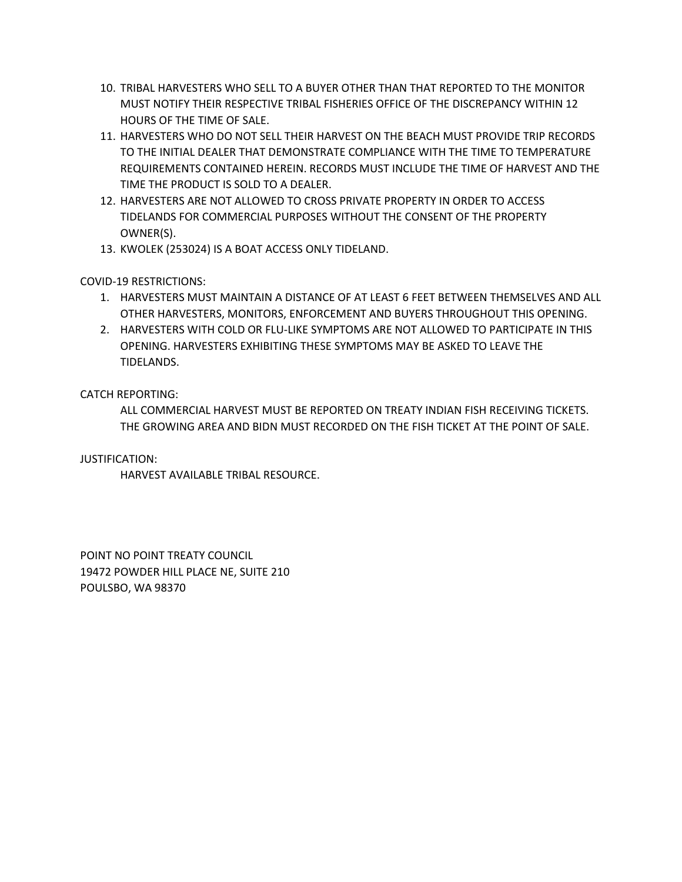10. TRIBAL HARVESTERS WHO SELL TO A BUYER OTHER THAN THAT REPORTED TO THE MONITOR MUST NOTIFY THEIR RESPECTIVE TRIBAL FISHERIES OFFICE OF THE DISCREPANCY WITHIN 12 HOURS OF THE TIME OF SALE.
11. HARVESTERS WHO DO NOT SELL THEIR HARVEST ON THE BEACH MUST PROVIDE TRIP RECORDS TO THE INITIAL DEALER THAT DEMONSTRATE COMPLIANCE WITH THE TIME TO TEMPERATURE REQUIREMENTS CONTAINED HEREIN. RECORDS MUST INCLUDE THE TIME OF HARVEST AND THE TIME THE PRODUCT IS SOLD TO A DEALER.
12. HARVESTERS ARE NOT ALLOWED TO CROSS PRIVATE PROPERTY IN ORDER TO ACCESS TIDELANDS FOR COMMERCIAL PURPOSES WITHOUT THE CONSENT OF THE PROPERTY OWNER(S).
13. KWOLEK (253024) IS A BOAT ACCESS ONLY TIDELAND.

COVID-19 RESTRICTIONS:

1. HARVESTERS MUST MAINTAIN A DISTANCE OF AT LEAST 6 FEET BETWEEN THEMSELVES AND ALL OTHER HARVESTERS, MONITORS, ENFORCEMENT AND BUYERS THROUGHOUT THIS OPENING.
2. HARVESTERS WITH COLD OR FLU-LIKE SYMPTOMS ARE NOT ALLOWED TO PARTICIPATE IN THIS OPENING. HARVESTERS EXHIBITING THESE SYMPTOMS MAY BE ASKED TO LEAVE THE TIDELANDS.

CATCH REPORTING:

ALL COMMERCIAL HARVEST MUST BE REPORTED ON TREATY INDIAN FISH RECEIVING TICKETS. THE GROWING AREA AND BIDN MUST RECORDED ON THE FISH TICKET AT THE POINT OF SALE.

JUSTIFICATION:

HARVEST AVAILABLE TRIBAL RESOURCE.

POINT NO POINT TREATY COUNCIL
19472 POWDER HILL PLACE NE, SUITE 210
POULSBO, WA 98370